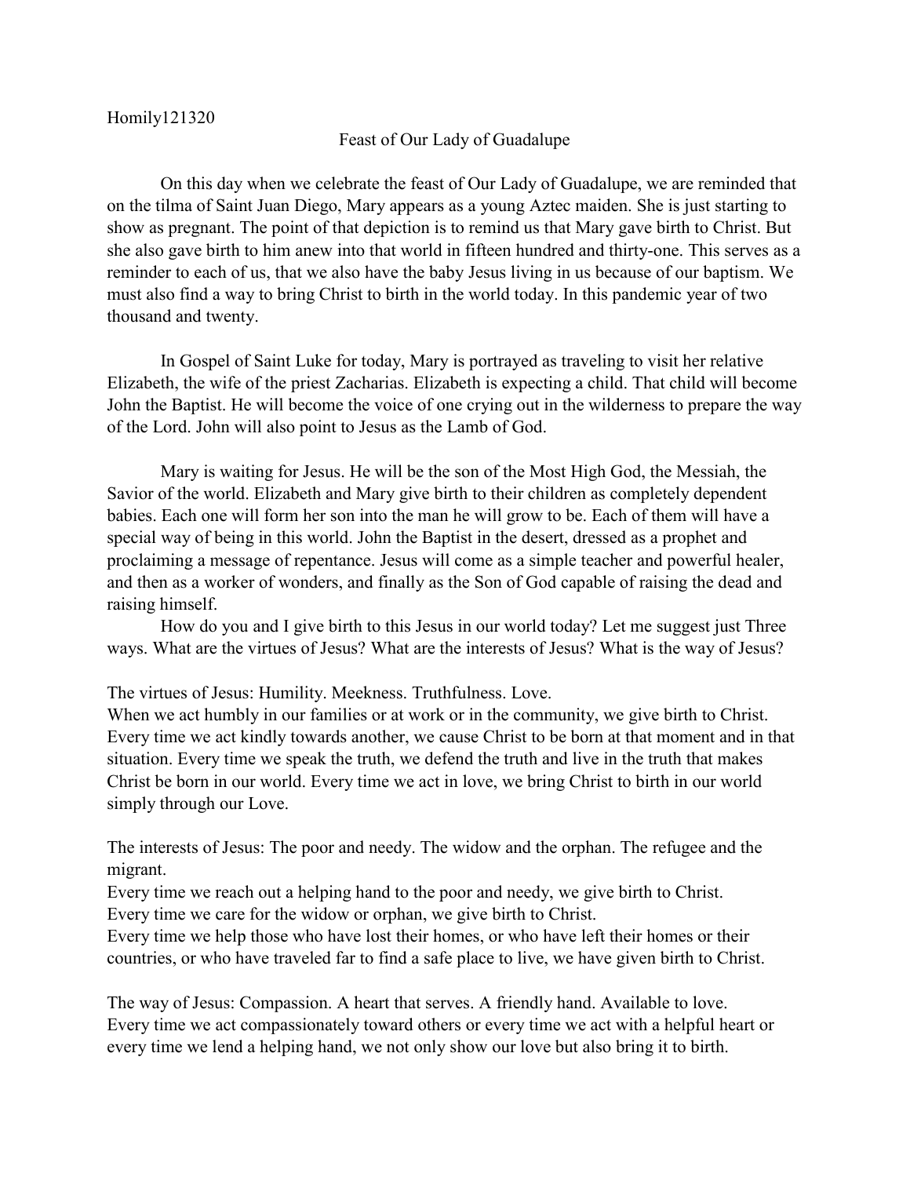Homily121320

## Feast of Our Lady of Guadalupe

On this day when we celebrate the feast of Our Lady of Guadalupe, we are reminded that on the tilma of Saint Juan Diego, Mary appears as a young Aztec maiden. She is just starting to show as pregnant. The point of that depiction is to remind us that Mary gave birth to Christ. But she also gave birth to him anew into that world in fifteen hundred and thirty-one. This serves as a reminder to each of us, that we also have the baby Jesus living in us because of our baptism. We must also find a way to bring Christ to birth in the world today. In this pandemic year of two thousand and twenty.

In Gospel of Saint Luke for today, Mary is portrayed as traveling to visit her relative Elizabeth, the wife of the priest Zacharias. Elizabeth is expecting a child. That child will become John the Baptist. He will become the voice of one crying out in the wilderness to prepare the way of the Lord. John will also point to Jesus as the Lamb of God.

Mary is waiting for Jesus. He will be the son of the Most High God, the Messiah, the Savior of the world. Elizabeth and Mary give birth to their children as completely dependent babies. Each one will form her son into the man he will grow to be. Each of them will have a special way of being in this world. John the Baptist in the desert, dressed as a prophet and proclaiming a message of repentance. Jesus will come as a simple teacher and powerful healer, and then as a worker of wonders, and finally as the Son of God capable of raising the dead and raising himself.

How do you and I give birth to this Jesus in our world today? Let me suggest just Three ways. What are the virtues of Jesus? What are the interests of Jesus? What is the way of Jesus?

The virtues of Jesus: Humility. Meekness. Truthfulness. Love.
When we act humbly in our families or at work or in the community, we give birth to Christ. Every time we act kindly towards another, we cause Christ to be born at that moment and in that situation. Every time we speak the truth, we defend the truth and live in the truth that makes Christ be born in our world. Every time we act in love, we bring Christ to birth in our world simply through our Love.

The interests of Jesus: The poor and needy. The widow and the orphan. The refugee and the migrant.
Every time we reach out a helping hand to the poor and needy, we give birth to Christ.
Every time we care for the widow or orphan, we give birth to Christ.
Every time we help those who have lost their homes, or who have left their homes or their countries, or who have traveled far to find a safe place to live, we have given birth to Christ.

The way of Jesus: Compassion. A heart that serves. A friendly hand. Available to love.
Every time we act compassionately toward others or every time we act with a helpful heart or every time we lend a helping hand, we not only show our love but also bring it to birth.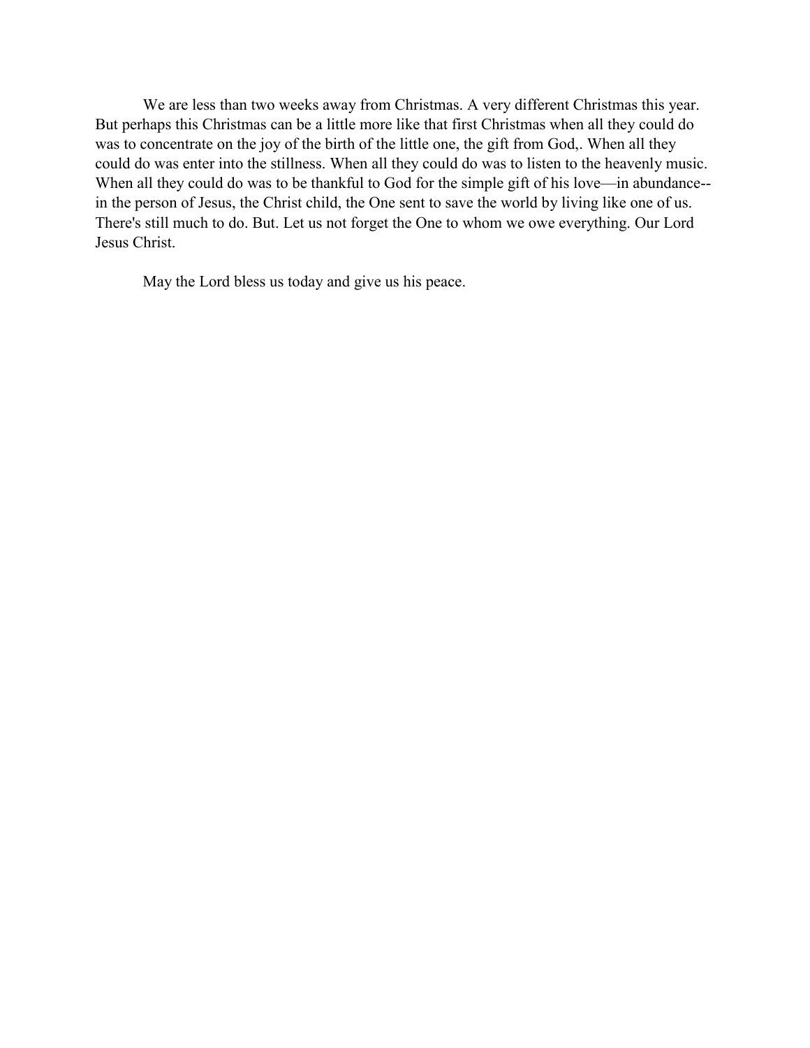We are less than two weeks away from Christmas. A very different Christmas this year. But perhaps this Christmas can be a little more like that first Christmas when all they could do was to concentrate on the joy of the birth of the little one, the gift from God,. When all they could do was enter into the stillness. When all they could do was to listen to the heavenly music. When all they could do was to be thankful to God for the simple gift of his love—in abundance--in the person of Jesus, the Christ child, the One sent to save the world by living like one of us. There's still much to do. But. Let us not forget the One to whom we owe everything. Our Lord Jesus Christ.

May the Lord bless us today and give us his peace.